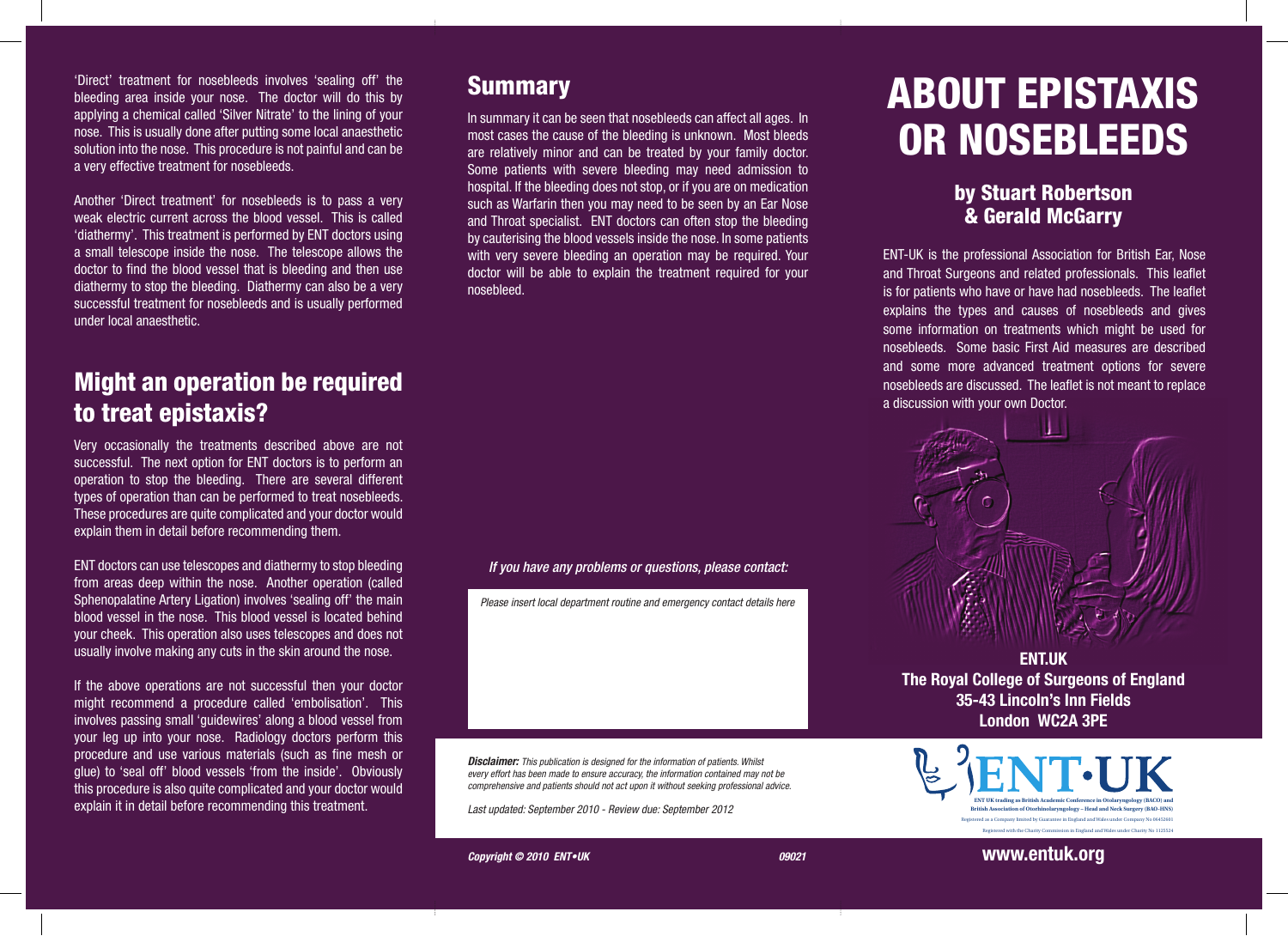'Direct' treatment for nosebleeds involves 'sealing off' the bleeding area inside your nose. The doctor will do this by applying a chemical called 'Silver Nitrate' to the lining of your nose. This is usually done after putting some local anaesthetic solution into the nose. This procedure is not painful and can be a very effective treatment for nosebleeds.

Another 'Direct treatment' for nosebleeds is to pass a very weak electric current across the blood vessel. This is called 'diathermy'. This treatment is performed by ENT doctors using a small telescope inside the nose. The telescope allows the doctor to find the blood vessel that is bleeding and then use diathermy to stop the bleeding. Diathermy can also be a very successful treatment for nosebleeds and is usually performed under local anaesthetic.

## Might an operation be required to treat epistaxis?

Very occasionally the treatments described above are not successful. The next option for ENT doctors is to perform an operation to stop the bleeding. There are several different types of operation than can be performed to treat nosebleeds. These procedures are quite complicated and your doctor would explain them in detail before recommending them.

ENT doctors can use telescopes and diathermy to stop bleeding from areas deep within the nose. Another operation (called Sphenopalatine Artery Ligation) involves 'sealing off' the main blood vessel in the nose. This blood vessel is located behind your cheek. This operation also uses telescopes and does not usually involve making any cuts in the skin around the nose.

If the above operations are not successful then your doctor might recommend a procedure called 'embolisation'. This involves passing small 'guidewires' along a blood vessel from your leg up into your nose. Radiology doctors perform this procedure and use various materials (such as fine mesh or glue) to 'seal off' blood vessels 'from the inside'. Obviously this procedure is also quite complicated and your doctor would explain it in detail before recommending this treatment.

## Summary

In summary it can be seen that nosebleeds can affect all ages. In most cases the cause of the bleeding is unknown. Most bleeds are relatively minor and can be treated by your family doctor. Some patients with severe bleeding may need admission to hospital. If the bleeding does not stop, or if you are on medication such as Warfarin then you may need to be seen by an Ear Nose and Throat specialist. ENT doctors can often stop the bleeding by cauterising the blood vessels inside the nose. In some patients with very severe bleeding an operation may be required. Your doctor will be able to explain the treatment required for your nosebleed.

*If you have any problems or questions, please contact:*

*Please insert local department routine and emergency contact details here*

***Disclaimer:*** *This publication is designed for the information of patients. Whilst every effort has been made to ensure accuracy, the information contained may not be comprehensive and patients should not act upon it without seeking professional advice.*

*Last updated: September 2010 - Review due: September 2012*

***Copyright © 2010 ENT•UK*** *09021*

# ABOUT EPISTAXIS OR NOSEBLEEDS

### by Stuart Robertson & Gerald McGarry

ENT-UK is the professional Association for British Ear, Nose and Throat Surgeons and related professionals. This leaflet is for patients who have or have had nosebleeds. The leaflet explains the types and causes of nosebleeds and gives some information on treatments which might be used for nosebleeds. Some basic First Aid measures are described and some more advanced treatment options for severe nosebleeds are discussed. The leaflet is not meant to replace a discussion with your own Doctor.

**ENT.UK**
**The Royal College of Surgeons of England**
**35-43 Lincoln's Inn Fields**
**London WC2A 3PE**

ENT·UK

ENT UK trading as British Academic Conference in Otolaryngology (BACO) and British Association of Otorhinolaryngology – Head and Neck Surgery (BAO-HNS)
Registered as a Company limited by Guarantee in England and Wales under Company No 06452601
Registered with the Charity Commission in England and Wales under Charity No 1125524

**www.entuk.org**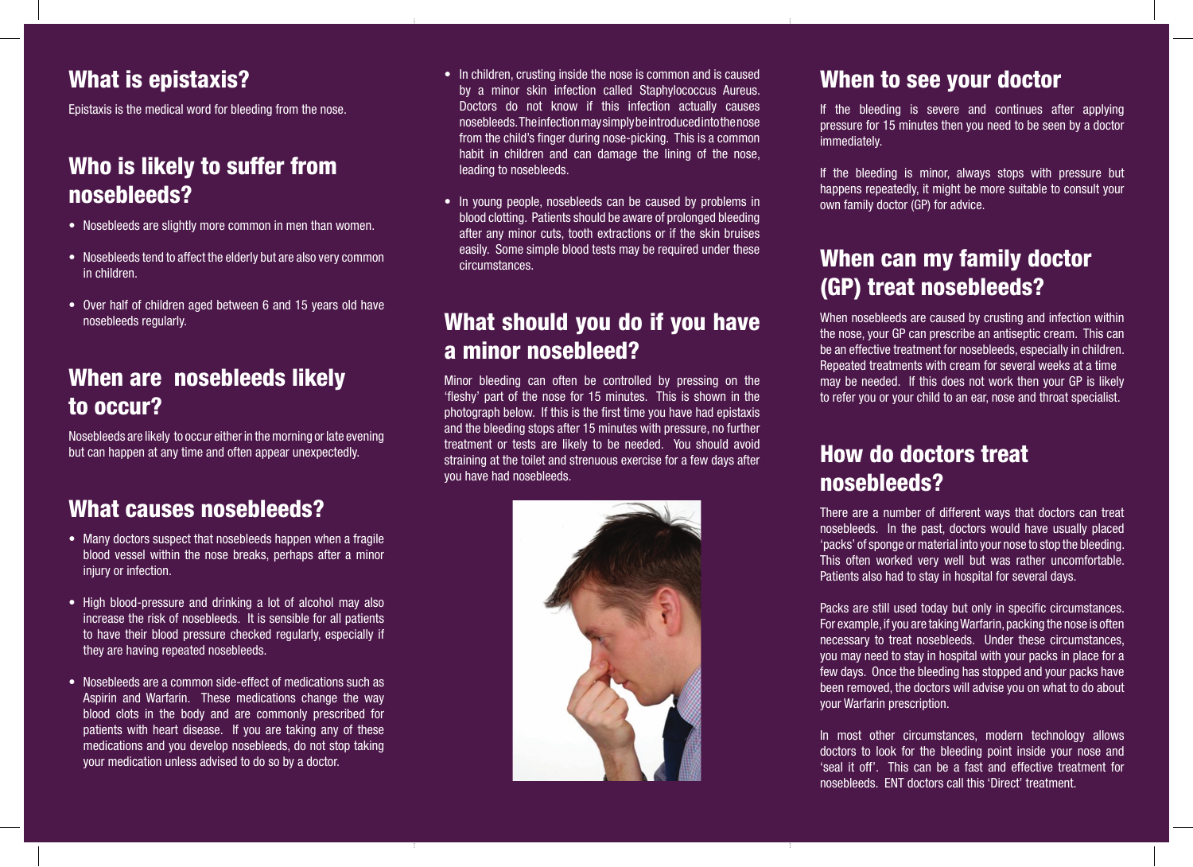## What is epistaxis?

Epistaxis is the medical word for bleeding from the nose.

## Who is likely to suffer from nosebleeds?

- Nosebleeds are slightly more common in men than women.
- Nosebleeds tend to affect the elderly but are also very common in children.
- Over half of children aged between 6 and 15 years old have nosebleeds regularly.

## When are nosebleeds likely to occur?

Nosebleeds are likely to occur either in the morning or late evening but can happen at any time and often appear unexpectedly.

## What causes nosebleeds?

- Many doctors suspect that nosebleeds happen when a fragile blood vessel within the nose breaks, perhaps after a minor injury or infection.
- High blood-pressure and drinking a lot of alcohol may also increase the risk of nosebleeds. It is sensible for all patients to have their blood pressure checked regularly, especially if they are having repeated nosebleeds.
- Nosebleeds are a common side-effect of medications such as Aspirin and Warfarin. These medications change the way blood clots in the body and are commonly prescribed for patients with heart disease. If you are taking any of these medications and you develop nosebleeds, do not stop taking your medication unless advised to do so by a doctor.
- In children, crusting inside the nose is common and is caused by a minor skin infection called Staphylococcus Aureus. Doctors do not know if this infection actually causes nosebleeds. The infection may simply be introduced into the nose from the child's finger during nose-picking. This is a common habit in children and can damage the lining of the nose, leading to nosebleeds.
- In young people, nosebleeds can be caused by problems in blood clotting. Patients should be aware of prolonged bleeding after any minor cuts, tooth extractions or if the skin bruises easily. Some simple blood tests may be required under these circumstances.

## What should you do if you have a minor nosebleed?

Minor bleeding can often be controlled by pressing on the 'fleshy' part of the nose for 15 minutes. This is shown in the photograph below. If this is the first time you have had epistaxis and the bleeding stops after 15 minutes with pressure, no further treatment or tests are likely to be needed. You should avoid straining at the toilet and strenuous exercise for a few days after you have had nosebleeds.

## When to see your doctor

If the bleeding is severe and continues after applying pressure for 15 minutes then you need to be seen by a doctor immediately.

If the bleeding is minor, always stops with pressure but happens repeatedly, it might be more suitable to consult your own family doctor (GP) for advice.

## When can my family doctor (GP) treat nosebleeds?

When nosebleeds are caused by crusting and infection within the nose, your GP can prescribe an antiseptic cream. This can be an effective treatment for nosebleeds, especially in children. Repeated treatments with cream for several weeks at a time may be needed. If this does not work then your GP is likely to refer you or your child to an ear, nose and throat specialist.

## How do doctors treat nosebleeds?

There are a number of different ways that doctors can treat nosebleeds. In the past, doctors would have usually placed 'packs' of sponge or material into your nose to stop the bleeding. This often worked very well but was rather uncomfortable. Patients also had to stay in hospital for several days.

Packs are still used today but only in specific circumstances. For example, if you are taking Warfarin, packing the nose is often necessary to treat nosebleeds. Under these circumstances, you may need to stay in hospital with your packs in place for a few days. Once the bleeding has stopped and your packs have been removed, the doctors will advise you on what to do about your Warfarin prescription.

In most other circumstances, modern technology allows doctors to look for the bleeding point inside your nose and 'seal it off'. This can be a fast and effective treatment for nosebleeds. ENT doctors call this 'Direct' treatment.